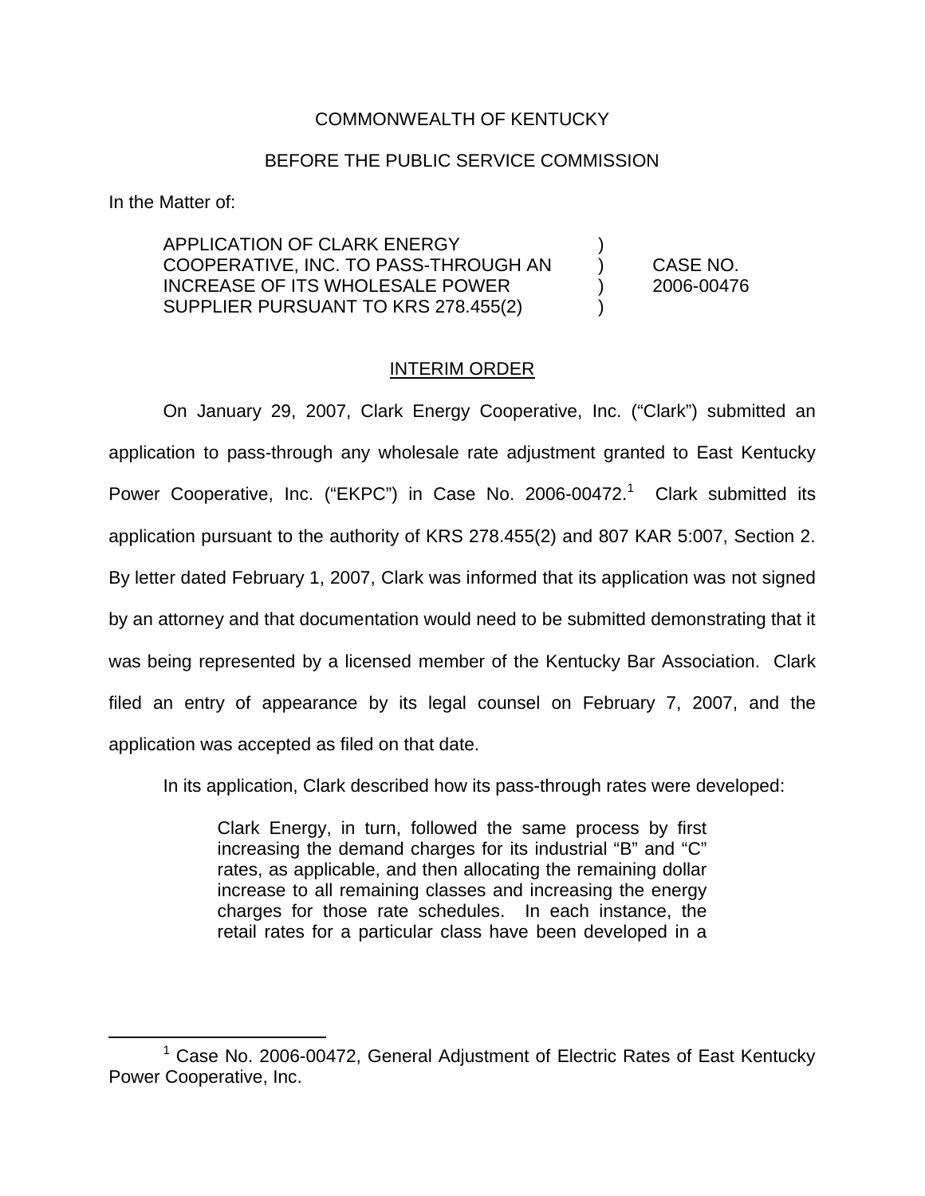COMMONWEALTH OF KENTUCKY

BEFORE THE PUBLIC SERVICE COMMISSION

In the Matter of:

| | | |
|---|---|---|
| APPLICATION OF CLARK ENERGY COOPERATIVE, INC. TO PASS-THROUGH AN INCREASE OF ITS WHOLESALE POWER SUPPLIER PURSUANT TO KRS 278.455(2) | ) ) ) ) | CASE NO. 2006-00476 |

## INTERIM ORDER

On January 29, 2007, Clark Energy Cooperative, Inc. ("Clark") submitted an application to pass-through any wholesale rate adjustment granted to East Kentucky Power Cooperative, Inc. ("EKPC") in Case No. 2006-00472.[1] Clark submitted its application pursuant to the authority of KRS 278.455(2) and 807 KAR 5:007, Section 2. By letter dated February 1, 2007, Clark was informed that its application was not signed by an attorney and that documentation would need to be submitted demonstrating that it was being represented by a licensed member of the Kentucky Bar Association. Clark filed an entry of appearance by its legal counsel on February 7, 2007, and the application was accepted as filed on that date.

In its application, Clark described how its pass-through rates were developed:

> Clark Energy, in turn, followed the same process by first increasing the demand charges for its industrial "B" and "C" rates, as applicable, and then allocating the remaining dollar increase to all remaining classes and increasing the energy charges for those rate schedules. In each instance, the retail rates for a particular class have been developed in a

[1] Case No. 2006-00472, General Adjustment of Electric Rates of East Kentucky Power Cooperative, Inc.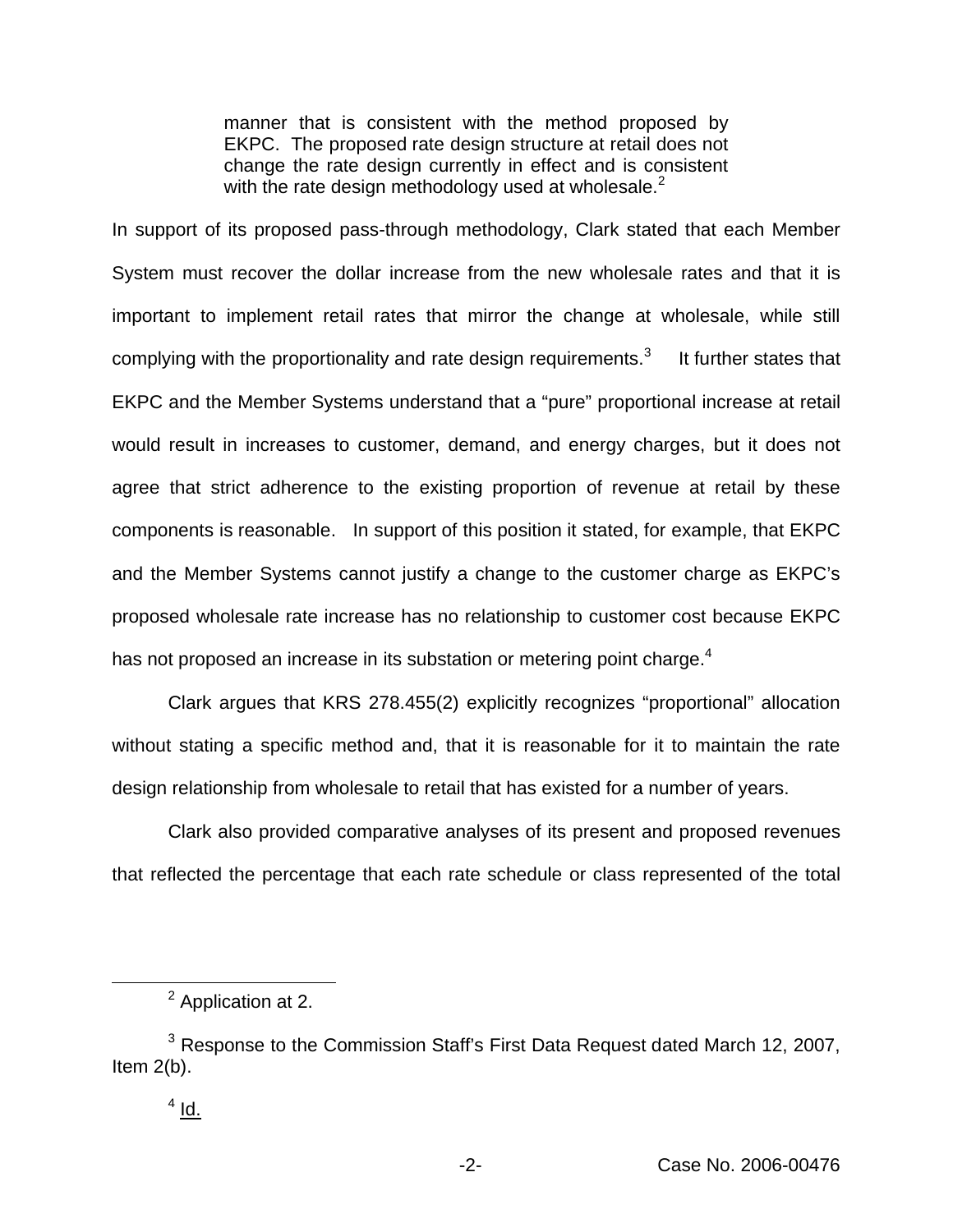> manner that is consistent with the method proposed by EKPC. The proposed rate design structure at retail does not change the rate design currently in effect and is consistent with the rate design methodology used at wholesale.[2]

In support of its proposed pass-through methodology, Clark stated that each Member System must recover the dollar increase from the new wholesale rates and that it is important to implement retail rates that mirror the change at wholesale, while still complying with the proportionality and rate design requirements.[3] It further states that EKPC and the Member Systems understand that a "pure" proportional increase at retail would result in increases to customer, demand, and energy charges, but it does not agree that strict adherence to the existing proportion of revenue at retail by these components is reasonable. In support of this position it stated, for example, that EKPC and the Member Systems cannot justify a change to the customer charge as EKPC's proposed wholesale rate increase has no relationship to customer cost because EKPC has not proposed an increase in its substation or metering point charge.[4]

Clark argues that KRS 278.455(2) explicitly recognizes "proportional" allocation without stating a specific method and, that it is reasonable for it to maintain the rate design relationship from wholesale to retail that has existed for a number of years.

Clark also provided comparative analyses of its present and proposed revenues that reflected the percentage that each rate schedule or class represented of the total

---

[2] Application at 2.

[3] Response to the Commission Staff's First Data Request dated March 12, 2007, Item 2(b).

[4] Id.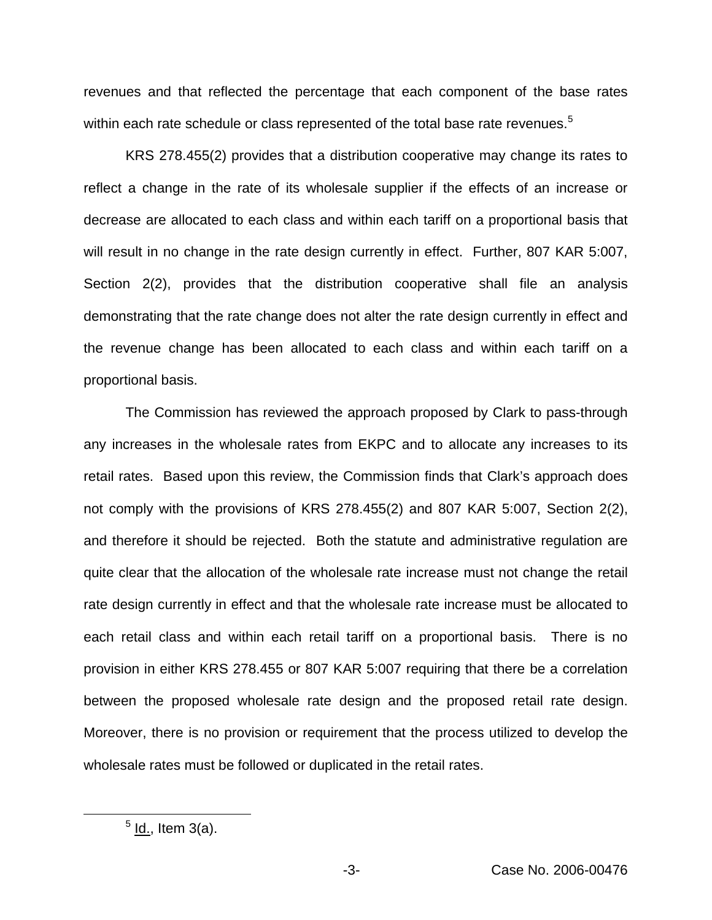revenues and that reflected the percentage that each component of the base rates within each rate schedule or class represented of the total base rate revenues.[5]

KRS 278.455(2) provides that a distribution cooperative may change its rates to reflect a change in the rate of its wholesale supplier if the effects of an increase or decrease are allocated to each class and within each tariff on a proportional basis that will result in no change in the rate design currently in effect. Further, 807 KAR 5:007, Section 2(2), provides that the distribution cooperative shall file an analysis demonstrating that the rate change does not alter the rate design currently in effect and the revenue change has been allocated to each class and within each tariff on a proportional basis.

The Commission has reviewed the approach proposed by Clark to pass-through any increases in the wholesale rates from EKPC and to allocate any increases to its retail rates. Based upon this review, the Commission finds that Clark's approach does not comply with the provisions of KRS 278.455(2) and 807 KAR 5:007, Section 2(2), and therefore it should be rejected. Both the statute and administrative regulation are quite clear that the allocation of the wholesale rate increase must not change the retail rate design currently in effect and that the wholesale rate increase must be allocated to each retail class and within each retail tariff on a proportional basis. There is no provision in either KRS 278.455 or 807 KAR 5:007 requiring that there be a correlation between the proposed wholesale rate design and the proposed retail rate design. Moreover, there is no provision or requirement that the process utilized to develop the wholesale rates must be followed or duplicated in the retail rates.

[5] Id., Item 3(a).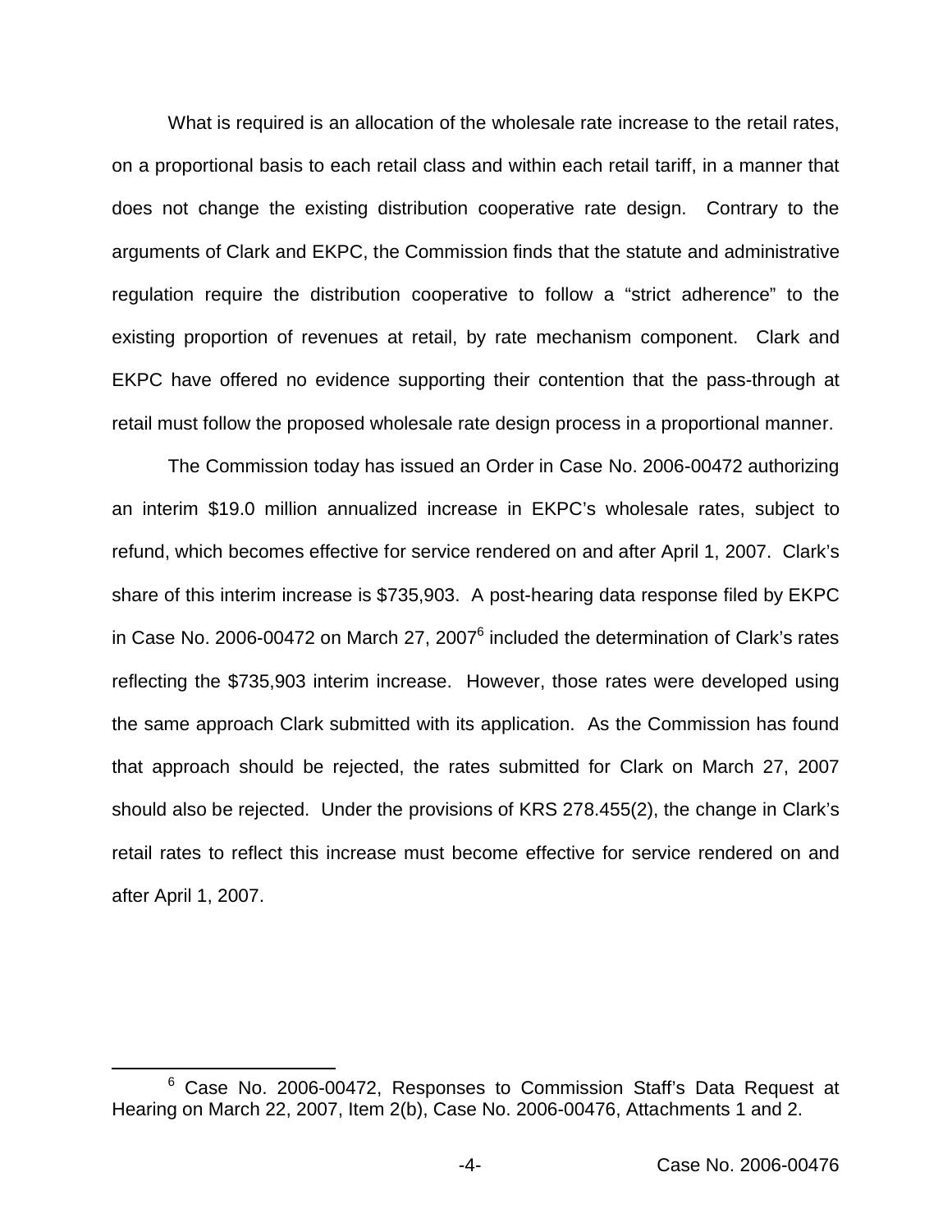What is required is an allocation of the wholesale rate increase to the retail rates, on a proportional basis to each retail class and within each retail tariff, in a manner that does not change the existing distribution cooperative rate design. Contrary to the arguments of Clark and EKPC, the Commission finds that the statute and administrative regulation require the distribution cooperative to follow a "strict adherence" to the existing proportion of revenues at retail, by rate mechanism component. Clark and EKPC have offered no evidence supporting their contention that the pass-through at retail must follow the proposed wholesale rate design process in a proportional manner.

The Commission today has issued an Order in Case No. 2006-00472 authorizing an interim $19.0 million annualized increase in EKPC's wholesale rates, subject to refund, which becomes effective for service rendered on and after April 1, 2007. Clark's share of this interim increase is $735,903. A post-hearing data response filed by EKPC in Case No. 2006-00472 on March 27, 2007[6] included the determination of Clark's rates reflecting the $735,903 interim increase. However, those rates were developed using the same approach Clark submitted with its application. As the Commission has found that approach should be rejected, the rates submitted for Clark on March 27, 2007 should also be rejected. Under the provisions of KRS 278.455(2), the change in Clark's retail rates to reflect this increase must become effective for service rendered on and after April 1, 2007.

[6] Case No. 2006-00472, Responses to Commission Staff's Data Request at Hearing on March 22, 2007, Item 2(b), Case No. 2006-00476, Attachments 1 and 2.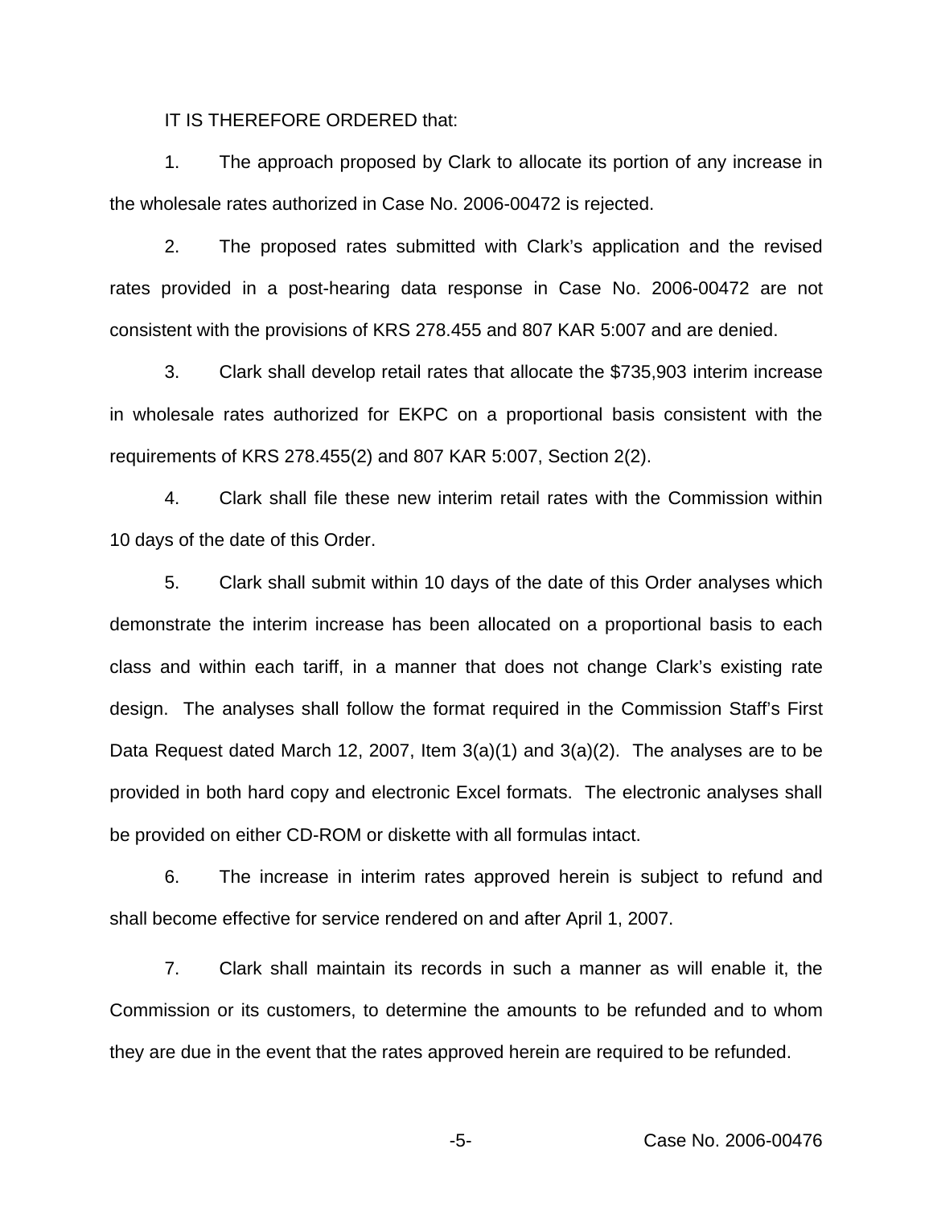IT IS THEREFORE ORDERED that:

1. The approach proposed by Clark to allocate its portion of any increase in the wholesale rates authorized in Case No. 2006-00472 is rejected.

2. The proposed rates submitted with Clark's application and the revised rates provided in a post-hearing data response in Case No. 2006-00472 are not consistent with the provisions of KRS 278.455 and 807 KAR 5:007 and are denied.

3. Clark shall develop retail rates that allocate the $735,903 interim increase in wholesale rates authorized for EKPC on a proportional basis consistent with the requirements of KRS 278.455(2) and 807 KAR 5:007, Section 2(2).

4. Clark shall file these new interim retail rates with the Commission within 10 days of the date of this Order.

5. Clark shall submit within 10 days of the date of this Order analyses which demonstrate the interim increase has been allocated on a proportional basis to each class and within each tariff, in a manner that does not change Clark's existing rate design. The analyses shall follow the format required in the Commission Staff's First Data Request dated March 12, 2007, Item 3(a)(1) and 3(a)(2). The analyses are to be provided in both hard copy and electronic Excel formats. The electronic analyses shall be provided on either CD-ROM or diskette with all formulas intact.

6. The increase in interim rates approved herein is subject to refund and shall become effective for service rendered on and after April 1, 2007.

7. Clark shall maintain its records in such a manner as will enable it, the Commission or its customers, to determine the amounts to be refunded and to whom they are due in the event that the rates approved herein are required to be refunded.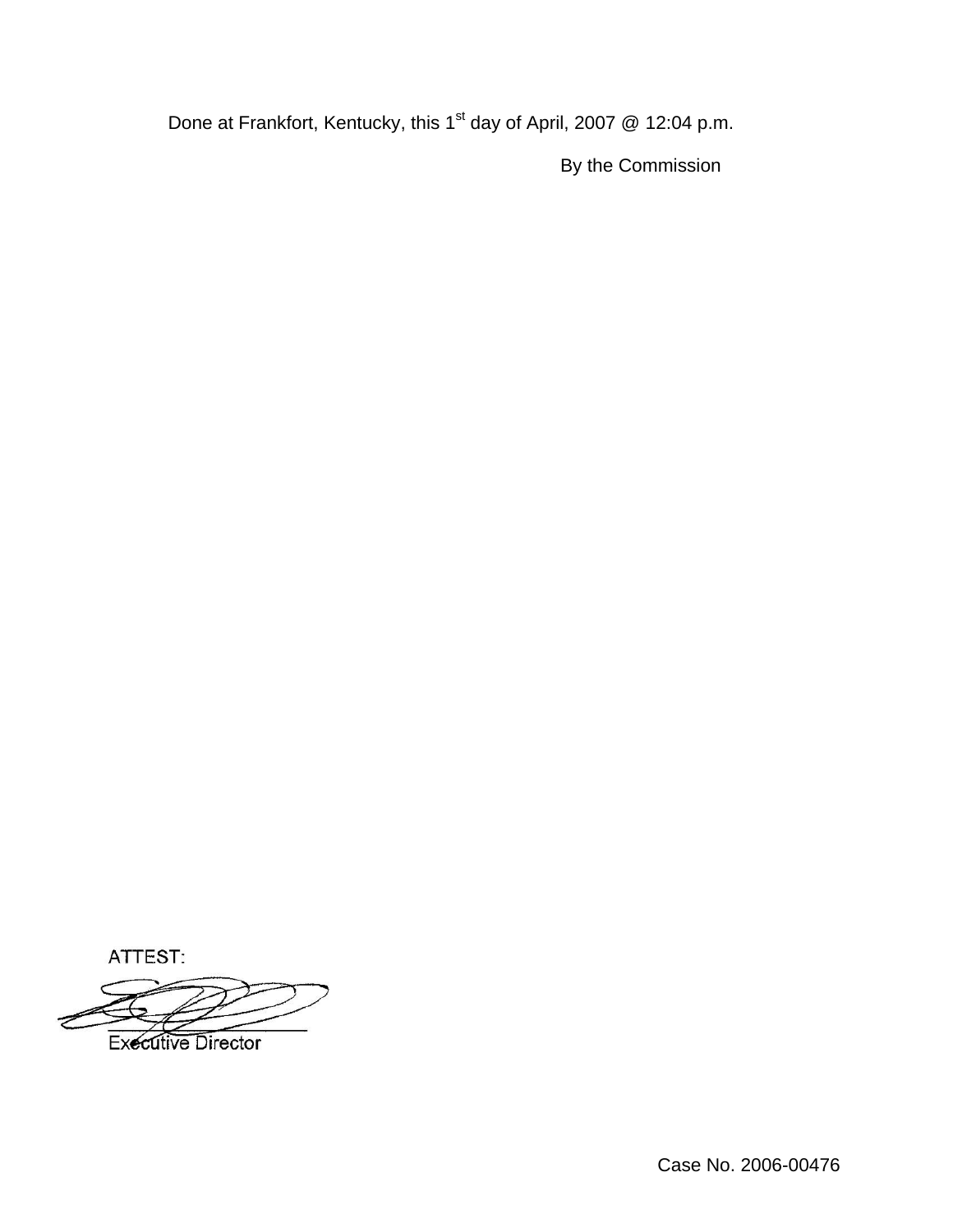Done at Frankfort, Kentucky, this 1st day of April, 2007 @ 12:04 p.m.

By the Commission

ATTEST:

Executive Director

Case No. 2006-00476